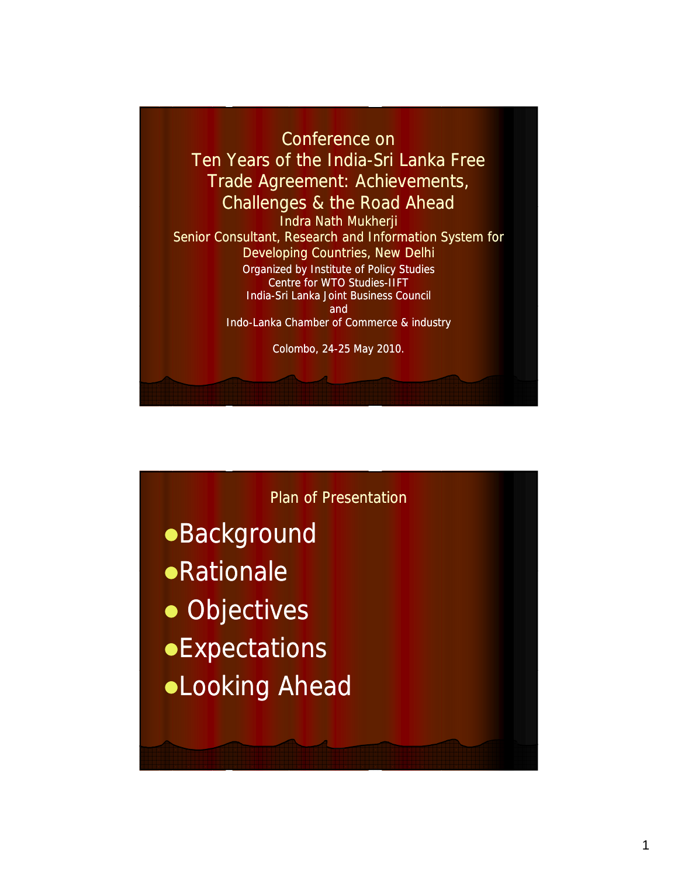# Conference on Ten Years of the India-Sri Lanka Free Trade Agreement: Achievements, Challenges & the Road Ahead

Indra Nath Mukherji

Senior Consultant, Research and Information System for Developing Countries, New Delhi

Organized by Institute of Policy Studies
Centre for WTO Studies-IIFT
India-Sri Lanka Joint Business Council
and
Indo-Lanka Chamber of Commerce & industry

Colombo, 24-25 May 2010.

## Plan of Presentation

- Background
- Rationale
- Objectives
- Expectations
- Looking Ahead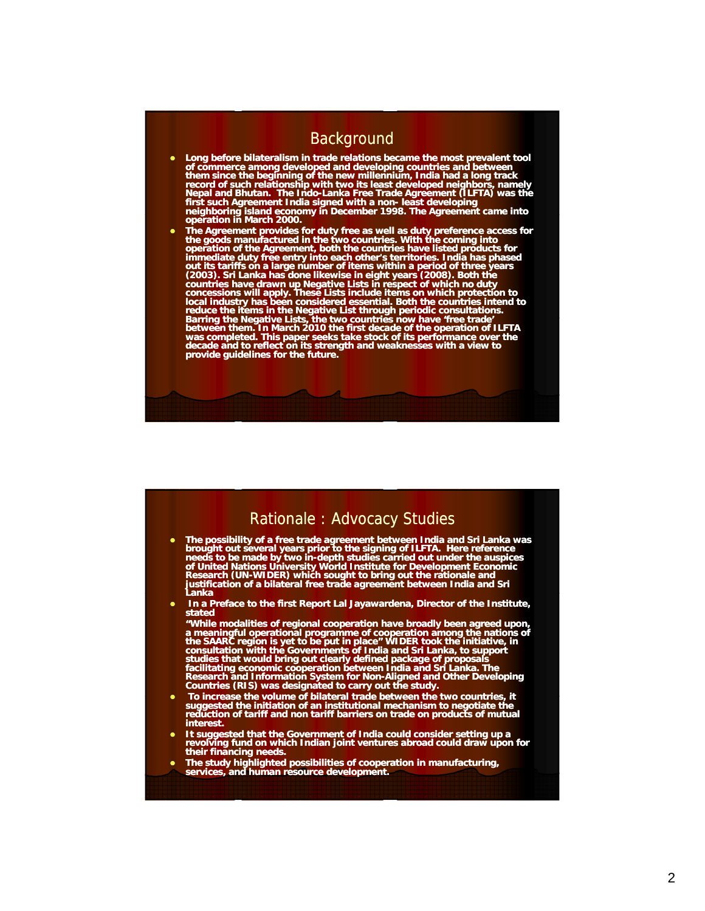## Background

- Long before bilateralism in trade relations became the most prevalent tool of commerce among developed and developing countries and between them since the beginning of the new millennium, India had a long track record of such relationship with two its least developed neighbors, namely Nepal and Bhutan. The Indo-Lanka Free Trade Agreement (ILFTA) was the first such Agreement India signed with a non- least developing neighboring island economy in December 1998. The Agreement came into operation in March 2000.
- The Agreement provides for duty free as well as duty preference access for the goods manufactured in the two countries. With the coming into operation of the Agreement, both the countries have listed products for immediate duty free entry into each other's territories. India has phased out its tariffs on a large number of items within a period of three years (2003). Sri Lanka has done likewise in eight years (2008). Both the countries have drawn up Negative Lists in respect of which no duty concessions will apply. These Lists include items on which protection to local industry has been considered essential. Both the countries intend to reduce the items in the Negative List through periodic consultations. Barring the Negative Lists, the two countries now have 'free trade' between them. In March 2010 the first decade of the operation of ILFTA was completed. This paper seeks take stock of its performance over the decade and to reflect on its strength and weaknesses with a view to provide guidelines for the future.

## Rationale : Advocacy Studies

- The possibility of a free trade agreement between India and Sri Lanka was brought out several years prior to the signing of ILFTA. Here reference needs to be made by two in-depth studies carried out under the auspices of United Nations University World Institute for Development Economic Research (UN-WIDER) which sought to bring out the rationale and justification of a bilateral free trade agreement between India and Sri Lanka
- In a Preface to the first Report Lal Jayawardena, Director of the Institute, stated

  "While modalities of regional cooperation have broadly been agreed upon, a meaningful operational programme of cooperation among the nations of the SAARC region is yet to be put in place" WIDER took the initiative, in consultation with the Governments of India and Sri Lanka, to support studies that would bring out clearly defined package of proposals facilitating economic cooperation between India and Sri Lanka. The Research and Information System for Non-Aligned and Other Developing Countries (RIS) was designated to carry out the study.
- To increase the volume of bilateral trade between the two countries, it suggested the initiation of an institutional mechanism to negotiate the reduction of tariff and non tariff barriers on trade on products of mutual interest.
- It suggested that the Government of India could consider setting up a revolving fund on which Indian joint ventures abroad could draw upon for their financing needs.
- The study highlighted possibilities of cooperation in manufacturing, services, and human resource development.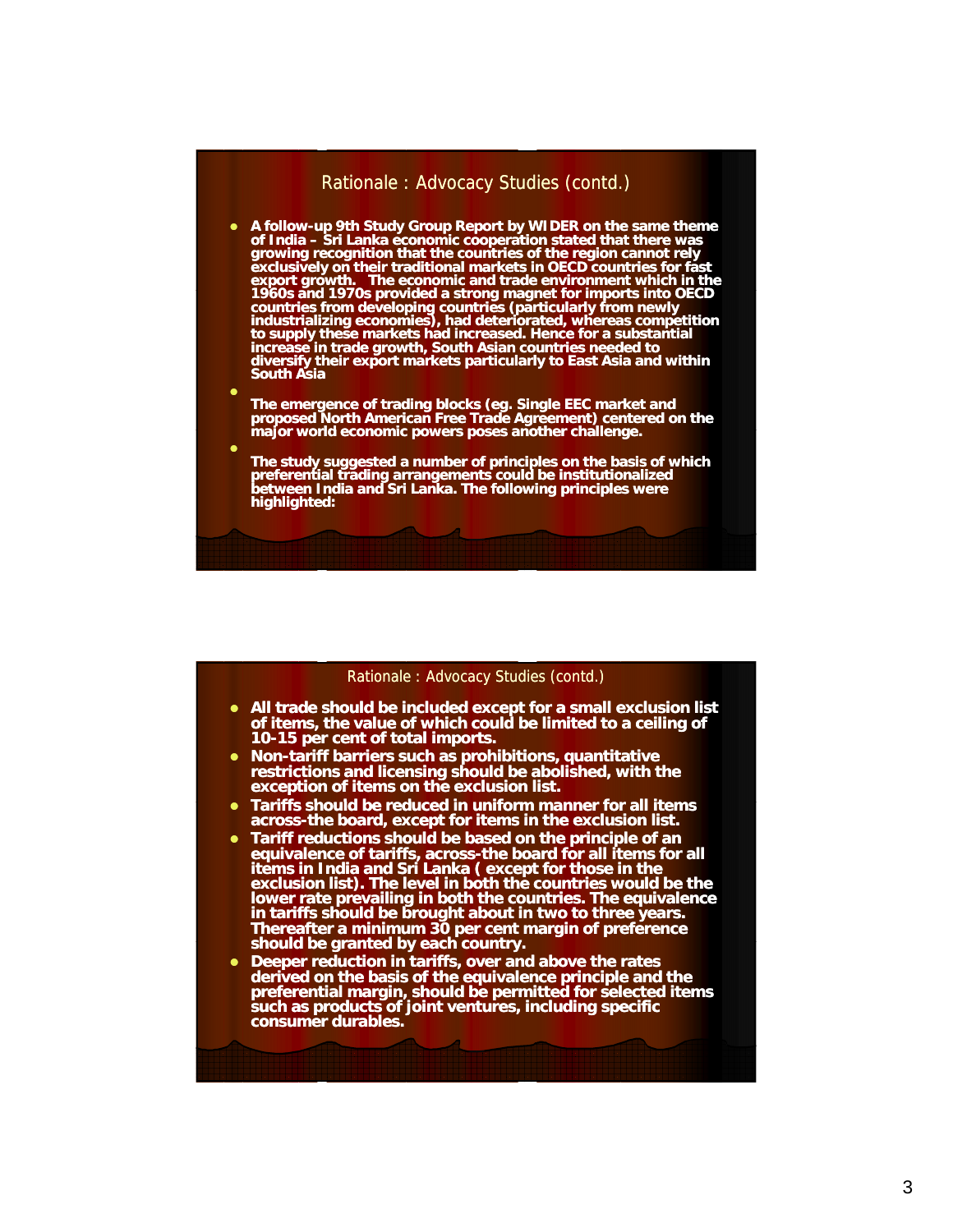## Rationale : Advocacy Studies (contd.)

- **A follow-up 9th Study Group Report by WIDER on the same theme of India – Sri Lanka economic cooperation stated that there was growing recognition that the countries of the region cannot rely exclusively on their traditional markets in OECD countries for fast export growth. The economic and trade environment which in the 1960s and 1970s provided a strong magnet for imports into OECD countries from developing countries (particularly from newly industrializing economies), had deteriorated, whereas competition to supply these markets had increased. Hence for a substantial increase in trade growth, South Asian countries needed to diversify their export markets particularly to East Asia and within South Asia**
- **The emergence of trading blocks (eg. Single EEC market and proposed North American Free Trade Agreement) centered on the major world economic powers poses another challenge.**
- **The study suggested a number of principles on the basis of which preferential trading arrangements could be institutionalized between India and Sri Lanka. The following principles were highlighted:**

## Rationale : Advocacy Studies (contd.)

- **All trade should be included except for a small exclusion list of items, the value of which could be limited to a ceiling of 10-15 per cent of total imports.**
- **Non-tariff barriers such as prohibitions, quantitative restrictions and licensing should be abolished, with the exception of items on the exclusion list.**
- **Tariffs should be reduced in uniform manner for all items across-the board, except for items in the exclusion list.**
- **Tariff reductions should be based on the principle of an equivalence of tariffs, across-the board for all items for all items in India and Sri Lanka ( except for those in the exclusion list). The level in both the countries would be the lower rate prevailing in both the countries. The equivalence in tariffs should be brought about in two to three years. Thereafter a minimum 30 per cent margin of preference should be granted by each country.**
- **Deeper reduction in tariffs, over and above the rates derived on the basis of the equivalence principle and the preferential margin, should be permitted for selected items such as products of joint ventures, including specific consumer durables.**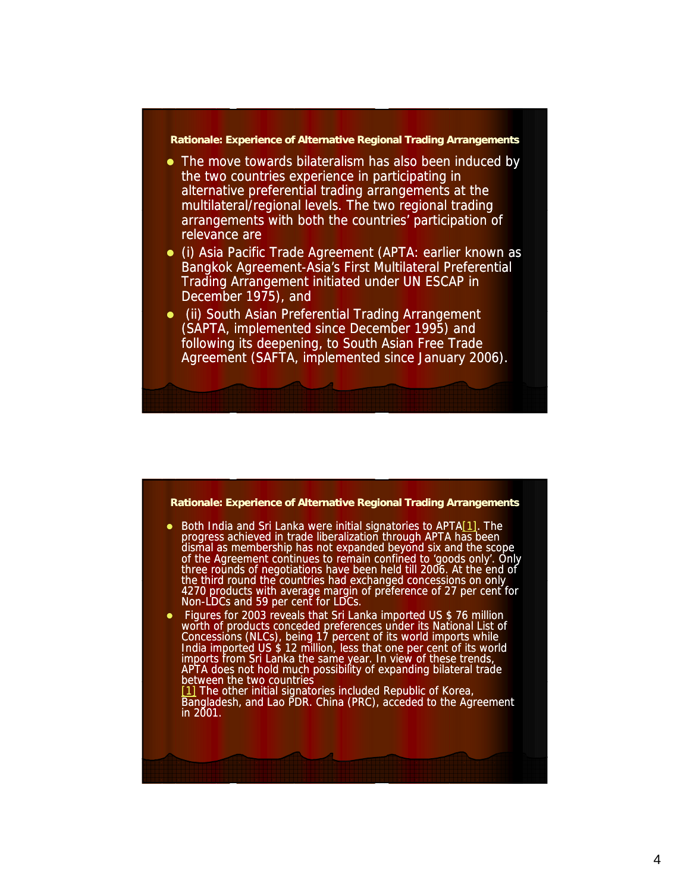## Rationale: Experience of Alternative Regional Trading Arrangements

- The move towards bilateralism has also been induced by the two countries experience in participating in alternative preferential trading arrangements at the multilateral/regional levels. The two regional trading arrangements with both the countries' participation of relevance are
- (i) Asia Pacific Trade Agreement (APTA: earlier known as Bangkok Agreement-Asia's First Multilateral Preferential Trading Arrangement initiated under UN ESCAP in December 1975), and
- (ii) South Asian Preferential Trading Arrangement (SAPTA, implemented since December 1995) and following its deepening, to South Asian Free Trade Agreement (SAFTA, implemented since January 2006).

## Rationale: Experience of Alternative Regional Trading Arrangements

- Both India and Sri Lanka were initial signatories to APTA[1]. The progress achieved in trade liberalization through APTA has been dismal as membership has not expanded beyond six and the scope of the Agreement continues to remain confined to 'goods only'. Only three rounds of negotiations have been held till 2006. At the end of the third round the countries had exchanged concessions on only 4270 products with average margin of preference of 27 per cent for Non-LDCs and 59 per cent for LDCs.
- Figures for 2003 reveals that Sri Lanka imported US $ 76 million worth of products conceded preferences under its National List of Concessions (NLCs), being 17 percent of its world imports while India imported US $ 12 million, less that one per cent of its world imports from Sri Lanka the same year. In view of these trends, APTA does not hold much possibility of expanding bilateral trade between the two countries

  [1] The other initial signatories included Republic of Korea, Bangladesh, and Lao PDR. China (PRC), acceded to the Agreement in 2001.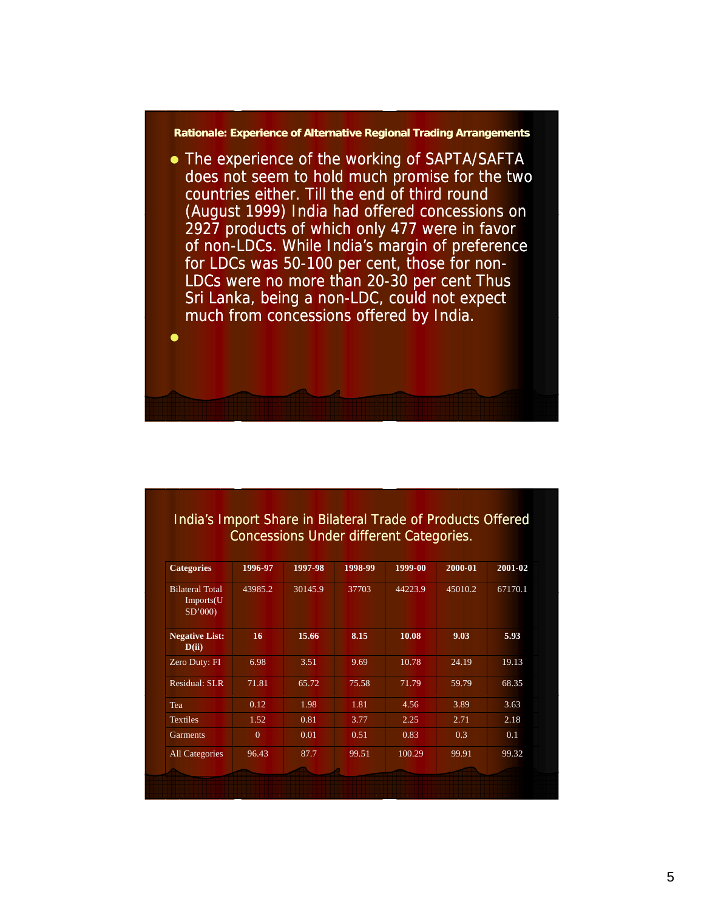## Rationale: Experience of Alternative Regional Trading Arrangements

- The experience of the working of SAPTA/SAFTA does not seem to hold much promise for the two countries either. Till the end of third round (August 1999) India had offered concessions on 2927 products of which only 477 were in favor of non-LDCs. While India's margin of preference for LDCs was 50-100 per cent, those for non-LDCs were no more than 20-30 per cent Thus Sri Lanka, being a non-LDC, could not expect much from concessions offered by India.

## India's Import Share in Bilateral Trade of Products Offered Concessions Under different Categories.

| Categories | 1996-97 | 1997-98 | 1998-99 | 1999-00 | 2000-01 | 2001-02 |
|---|---|---|---|---|---|---|
| Bilateral Total Imports(USD'000) | 43985.2 | 30145.9 | 37703 | 44223.9 | 45010.2 | 67170.1 |
| **Negative List: D(ii)** | **16** | **15.66** | **8.15** | **10.08** | **9.03** | **5.93** |
| Zero Duty: FI | 6.98 | 3.51 | 9.69 | 10.78 | 24.19 | 19.13 |
| Residual: SLR | 71.81 | 65.72 | 75.58 | 71.79 | 59.79 | 68.35 |
| Tea | 0.12 | 1.98 | 1.81 | 4.56 | 3.89 | 3.63 |
| Textiles | 1.52 | 0.81 | 3.77 | 2.25 | 2.71 | 2.18 |
| Garments | 0 | 0.01 | 0.51 | 0.83 | 0.3 | 0.1 |
| All Categories | 96.43 | 87.7 | 99.51 | 100.29 | 99.91 | 99.32 |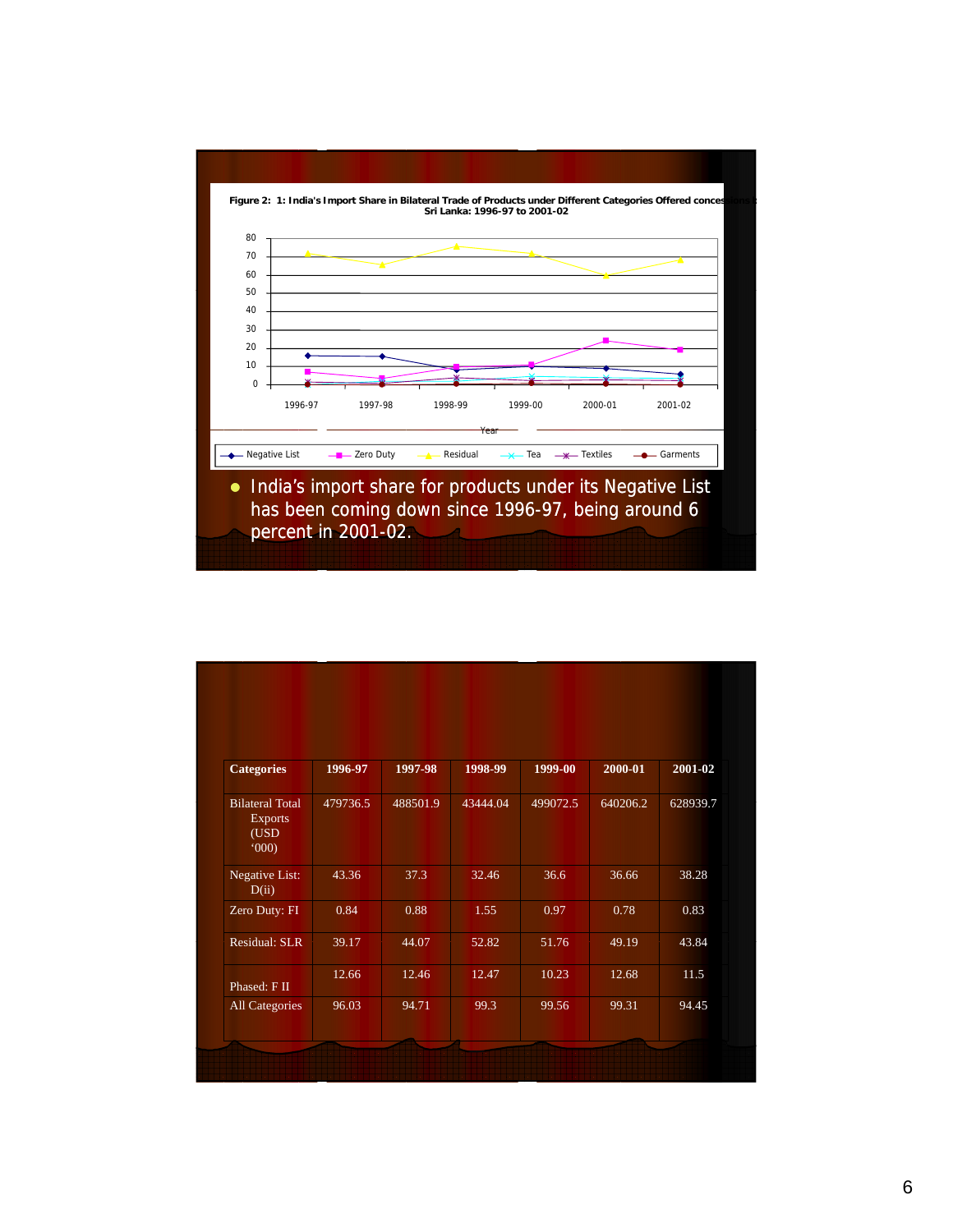**Figure 2: 1: India's Import Share in Bilateral Trade of Products under Different Categories Offered concessions : Sri Lanka: 1996-97 to 2001-02**

Legend: Negative List, Zero Duty, Residual, Tea, Textiles, Garments

Year: 1996-97, 1997-98, 1998-99, 1999-00, 2000-01, 2001-02

- India's import share for products under its Negative List has been coming down since 1996-97, being around 6 percent in 2001-02.

| Categories | 1996-97 | 1997-98 | 1998-99 | 1999-00 | 2000-01 | 2001-02 |
|---|---|---|---|---|---|---|
| Bilateral Total Exports (USD '000) | 479736.5 | 488501.9 | 43444.04 | 499072.5 | 640206.2 | 628939.7 |
| Negative List: D(ii) | 43.36 | 37.3 | 32.46 | 36.6 | 36.66 | 38.28 |
| Zero Duty: FI | 0.84 | 0.88 | 1.55 | 0.97 | 0.78 | 0.83 |
| Residual: SLR | 39.17 | 44.07 | 52.82 | 51.76 | 49.19 | 43.84 |
| Phased: F II | 12.66 | 12.46 | 12.47 | 10.23 | 12.68 | 11.5 |
| All Categories | 96.03 | 94.71 | 99.3 | 99.56 | 99.31 | 94.45 |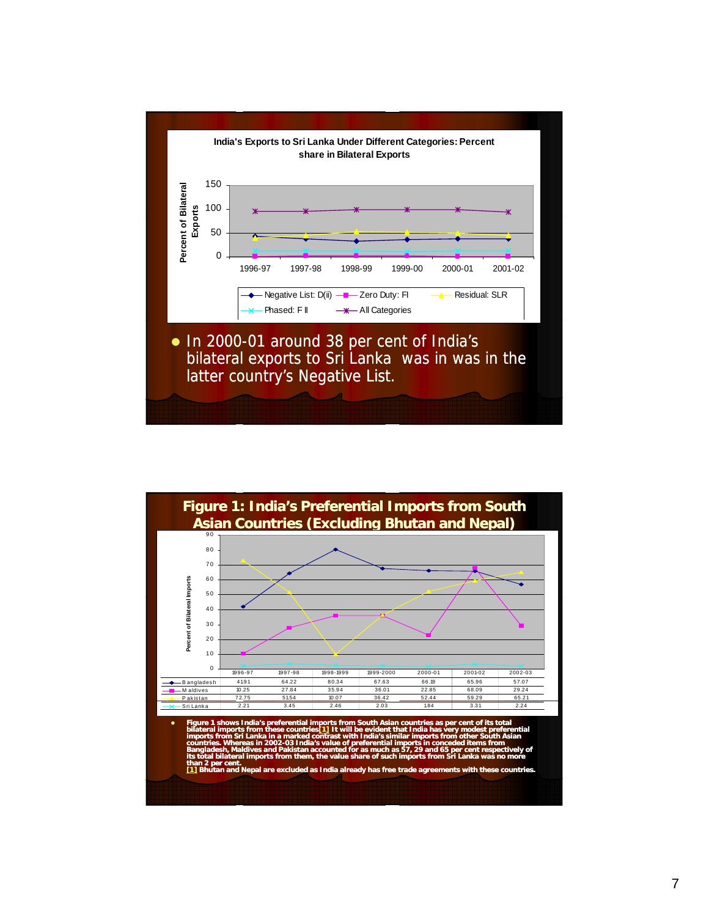**India's Exports to Sri Lanka Under Different Categories: Percent share in Bilateral Exports**

- In 2000-01 around 38 per cent of India's bilateral exports to Sri Lanka was in was in the latter country's Negative List.

## Figure 1: India's Preferential Imports from South Asian Countries (Excluding Bhutan and Nepal)

| | 1996-97 | 1997-98 | 1998-1999 | 1999-2000 | 2000-01 | 2001-02 | 2002-03 |
|---|---|---|---|---|---|---|---|
| Bangladesh | 41.91 | 64.22 | 80.34 | 67.63 | 66.19 | 65.96 | 57.07 |
| Maldives | 10.25 | 27.84 | 35.94 | 36.01 | 22.85 | 68.09 | 29.24 |
| Pakistan | 72.75 | 51.54 | 10.07 | 36.42 | 52.44 | 59.29 | 65.21 |
| Sri Lanka | 2.21 | 3.45 | 2.46 | 2.03 | 1.84 | 3.31 | 2.24 |

- Figure 1 shows India's preferential imports from South Asian countries as per cent of its total bilateral imports from these countries[1] It will be evident that India has very modest preferential imports from Sri Lanka in a marked contrast with India's similar imports from other South Asian countries. Whereas in 2002-03 India's value of preferential imports in conceded items from Bangladesh, Maldives and Pakistan accounted for as much as 57, 29 and 65 per cent respectively of its total bilateral imports from them, the value share of such imports from Sri Lanka was no more than 2 per cent.
  [1] Bhutan and Nepal are excluded as India already has free trade agreements with these countries.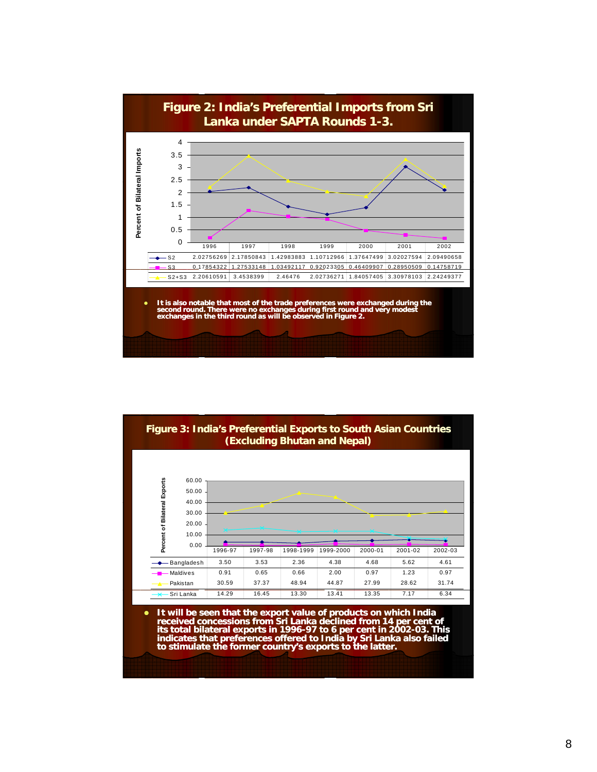## Figure 2: India's Preferential Imports from Sri Lanka under SAPTA Rounds 1-3.

Percent of Bilateral Imports

| | 1996 | 1997 | 1998 | 1999 | 2000 | 2001 | 2002 |
|---|---|---|---|---|---|---|---|
| S2 | 2.02756269 | 2.17850843 | 1.42983883 | 1.10712966 | 1.37647499 | 3.02027594 | 2.09490658 |
| S3 | 0.17854322 | 1.27533148 | 1.03492117 | 0.92023305 | 0.46409907 | 0.28950509 | 0.14758719 |
| S2+S3 | 2.20610591 | 3.4538399 | 2.46476 | 2.02736271 | 1.84057405 | 3.30978103 | 2.24249377 |

- It is also notable that most of the trade preferences were exchanged during the second round. There were no exchanges during first round and very modest exchanges in the third round as will be observed in Figure 2.

## Figure 3: India's Preferential Exports to South Asian Countries (Excluding Bhutan and Nepal)

Percent of Bilateral Exports

| | 1996-97 | 1997-98 | 1998-1999 | 1999-2000 | 2000-01 | 2001-02 | 2002-03 |
|---|---|---|---|---|---|---|---|
| Bangladesh | 3.50 | 3.53 | 2.36 | 4.38 | 4.68 | 5.62 | 4.61 |
| Maldives | 0.91 | 0.65 | 0.66 | 2.00 | 0.97 | 1.23 | 0.97 |
| Pakistan | 30.59 | 37.37 | 48.94 | 44.87 | 27.99 | 28.62 | 31.74 |
| Sri Lanka | 14.29 | 16.45 | 13.30 | 13.41 | 13.35 | 7.17 | 6.34 |

- It will be seen that the export value of products on which India received concessions from Sri Lanka declined from 14 per cent of its total bilateral exports in 1996-97 to 6 per cent in 2002-03. This indicates that preferences offered to India by Sri Lanka also failed to stimulate the former country's exports to the latter.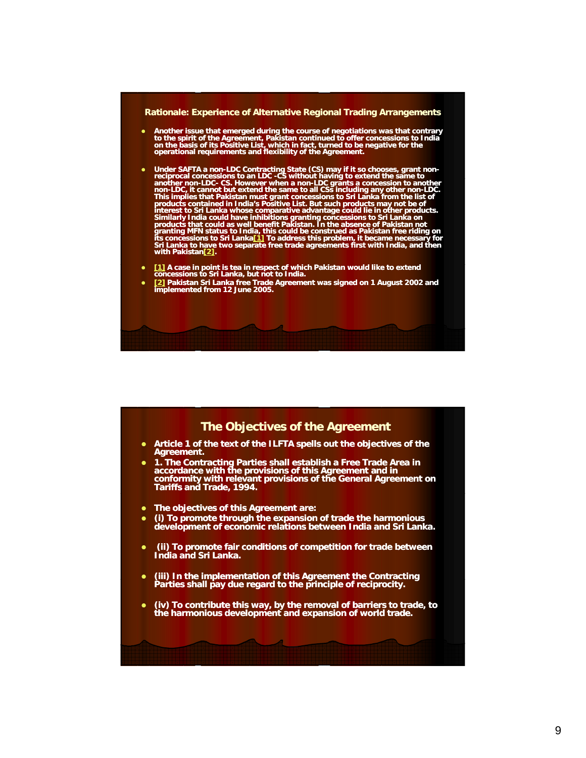## Rationale: Experience of Alternative Regional Trading Arrangements

- Another issue that emerged during the course of negotiations was that contrary to the spirit of the Agreement, Pakistan continued to offer concessions to India on the basis of its Positive List, which in fact, turned to be negative for the operational requirements and flexibility of the Agreement.

- Under SAFTA a non-LDC Contracting State (CS) may if it so chooses, grant non-reciprocal concessions to an LDC -CS without having to extend the same to another non-LDC- CS. However when a non-LDC grants a concession to another non-LDC, it cannot but extend the same to all CSs including any other non-LDC. This implies that Pakistan must grant concessions to Sri Lanka from the list of products contained in India's Positive List. But such products may not be of interest to Sri Lanka whose comparative advantage could lie in other products. Similarly India could have inhibitions granting concessions to Sri Lanka on products that could as well benefit Pakistan. In the absence of Pakistan not granting MFN status to India, this could be construed as Pakistan free riding on its concessions to Sri Lanka[1] To address this problem, it became necessary for Sri Lanka to have two separate free trade agreements first with India, and then with Pakistan[2].

- [1] A case in point is tea in respect of which Pakistan would like to extend concessions to Sri Lanka, but not to India.
- [2] Pakistan Sri Lanka free Trade Agreement was signed on 1 August 2002 and implemented from 12 June 2005.

## The Objectives of the Agreement

- Article 1 of the text of the ILFTA spells out the objectives of the Agreement.
- 1. The Contracting Parties shall establish a Free Trade Area in accordance with the provisions of this Agreement and in conformity with relevant provisions of the General Agreement on Tariffs and Trade, 1994.

- The objectives of this Agreement are:
- (i) To promote through the expansion of trade the harmonious development of economic relations between India and Sri Lanka.

- (ii) To promote fair conditions of competition for trade between India and Sri Lanka.

- (iii) In the implementation of this Agreement the Contracting Parties shall pay due regard to the principle of reciprocity.

- (iv) To contribute this way, by the removal of barriers to trade, to the harmonious development and expansion of world trade.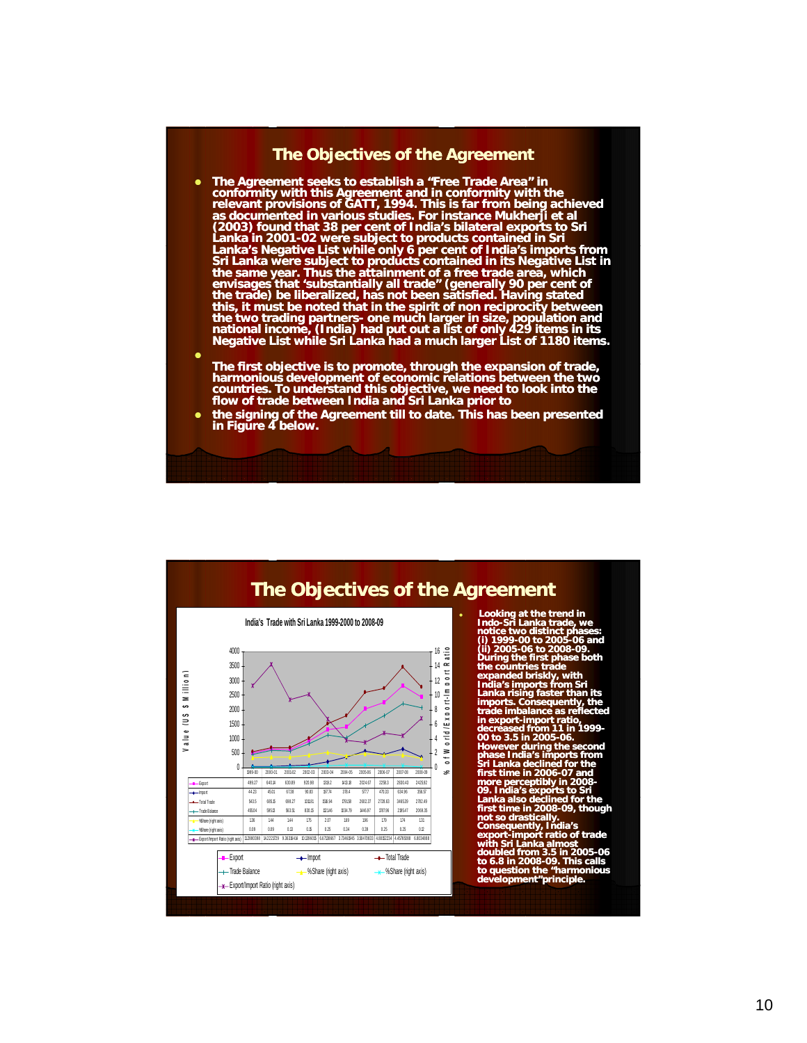## The Objectives of the Agreement

- The Agreement seeks to establish a "Free Trade Area" in conformity with this Agreement and in conformity with the relevant provisions of GATT, 1994. This is far from being achieved as documented in various studies. For instance Mukherji et al (2003) found that 38 per cent of India's bilateral exports to Sri Lanka in 2001-02 were subject to products contained in Sri Lanka's Negative List while only 6 per cent of India's imports from Sri Lanka were subject to products contained in its Negative List in the same year. Thus the attainment of a free trade area, which envisages that 'substantially all trade" (generally 90 per cent of the trade) be liberalized, has not been satisfied. Having stated this, it must be noted that in the spirit of non reciprocity between the two trading partners- one much larger in size, population and national income, (India) had put out a list of only 429 items in its Negative List while Sri Lanka had a much larger List of 1180 items.
-
  The first objective is to promote, through the expansion of trade, harmonious development of economic relations between the two countries. To understand this objective, we need to look into the flow of trade between India and Sri Lanka prior to
- the signing of the Agreement till to date. This has been presented in Figure 4 below.

## The Objectives of the Agreement

India's Trade with Sri Lanka 1999-2000 to 2008-09

| | 1999-00 | 2000-01 | 2001-02 | 2002-03 | 2003-04 | 2004-05 | 2005-06 | 2006-07 | 2007-08 | 2008-09 |
|---|---|---|---|---|---|---|---|---|---|---|
| Export | 499.27 | 640.14 | 630.89 | 920.98 | 1319.2 | 1413.18 | 2024.67 | 2258.3 | 2830.43 | 2425.92 |
| Import | 44.23 | 45.01 | 67.38 | 90.83 | 197.74 | 378.4 | 577.7 | 470.33 | 634.96 | 356.57 |
| Total Trade | 543.5 | 685.15 | 698.27 | 1011.81 | 1516.94 | 1791.58 | 2602.37 | 2728.63 | 3465.39 | 2782.49 |
| Trade Balance | 455.04 | 595.13 | 563.51 | 830.15 | 1121.46 | 1034.78 | 1446.97 | 1787.96 | 2195.47 | 2069.35 |
| %Share (right axis) | 1.36 | 1.44 | 1.44 | 1.75 | 2.07 | 1.69 | 1.96 | 1.79 | 1.74 | 1.31 |
| %Share (right axis) | 0.09 | 0.09 | 0.13 | 0.15 | 0.25 | 0.34 | 0.39 | 0.25 | 0.25 | 0.12 |
| Export/Import Ratio (right axis) | 11.28803988 | 14.22217729 | 9.36318414 | 10.13965 | 6.67138667 | 3.73461945 | 3.50470633 | 4.80152234 | 4.45761888 | 6.80348888 |

- Looking at the trend in Indo-Sri Lanka trade, we notice two distinct phases: (i) 1999-00 to 2005-06 and (ii) 2005-06 to 2008-09. During the first phase both the countries trade expanded briskly, with India's imports from Sri Lanka rising faster than its imports. Consequently, the trade imbalance as reflected in export-import ratio, decreased from 11 in 1999-00 to 3.5 in 2005-06. However during the second phase India's imports from Sri Lanka declined for the first time in 2006-07 and more perceptibly in 2008-09. India's exports to Sri Lanka also declined for the first time in 2008-09, though not so drastically. Consequently, India's export-import ratio of trade with Sri Lanka almost doubled from 3.5 in 2005-06 to 6.8 in 2008-09. This calls to question the "harmonious development"principle.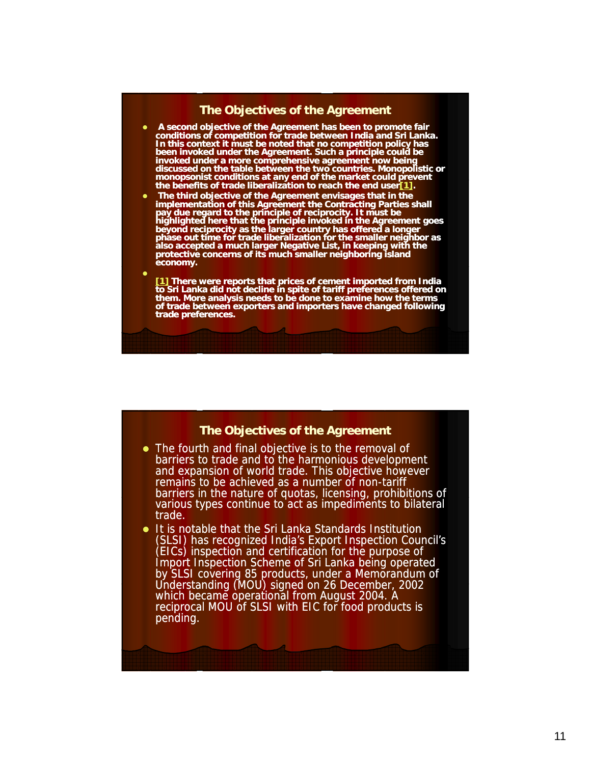## The Objectives of the Agreement

- A second objective of the Agreement has been to promote fair conditions of competition for trade between India and Sri Lanka. In this context it must be noted that no competition policy has been invoked under the Agreement. Such a principle could be invoked under a more comprehensive agreement now being discussed on the table between the two countries. Monopolistic or monopsonist conditions at any end of the market could prevent the benefits of trade liberalization to reach the end user[1].
- The third objective of the Agreement envisages that in the implementation of this Agreement the Contracting Parties shall pay due regard to the principle of reciprocity. It must be highlighted here that the principle invoked in the Agreement goes beyond reciprocity as the larger country has offered a longer phase out time for trade liberalization for the smaller neighbor as also accepted a much larger Negative List, in keeping with the protective concerns of its much smaller neighboring island economy.
- [1] There were reports that prices of cement imported from India to Sri Lanka did not decline in spite of tariff preferences offered on them. More analysis needs to be done to examine how the terms of trade between exporters and importers have changed following trade preferences.

## The Objectives of the Agreement

- The fourth and final objective is to the removal of barriers to trade and to the harmonious development and expansion of world trade. This objective however remains to be achieved as a number of non-tariff barriers in the nature of quotas, licensing, prohibitions of various types continue to act as impediments to bilateral trade.
- It is notable that the Sri Lanka Standards Institution (SLSI) has recognized India's Export Inspection Council's (EICs) inspection and certification for the purpose of Import Inspection Scheme of Sri Lanka being operated by SLSI covering 85 products, under a Memorandum of Understanding (MOU) signed on 26 December, 2002 which became operational from August 2004. A reciprocal MOU of SLSI with EIC for food products is pending.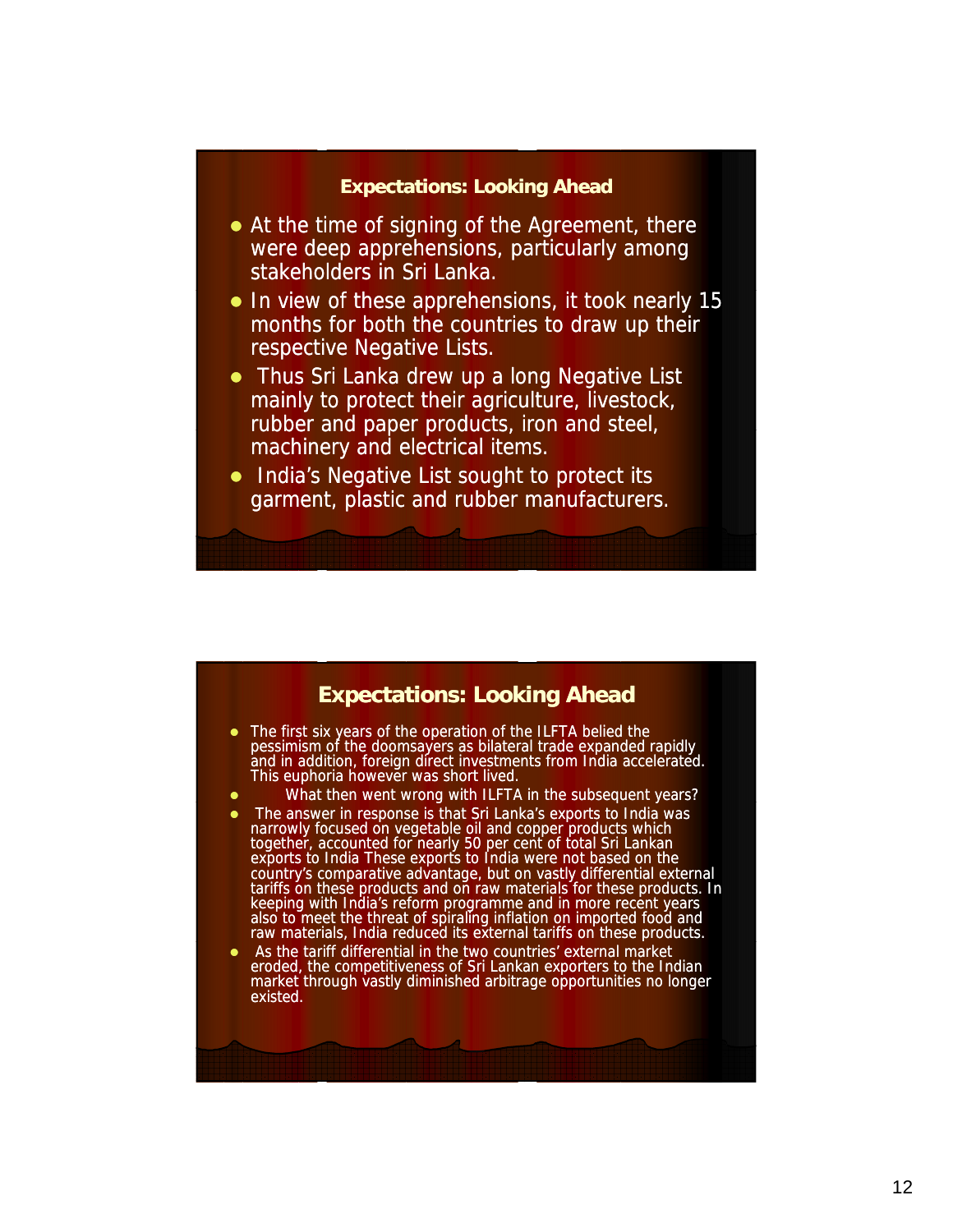## Expectations: Looking Ahead

- At the time of signing of the Agreement, there were deep apprehensions, particularly among stakeholders in Sri Lanka.
- In view of these apprehensions, it took nearly 15 months for both the countries to draw up their respective Negative Lists.
- Thus Sri Lanka drew up a long Negative List mainly to protect their agriculture, livestock, rubber and paper products, iron and steel, machinery and electrical items.
- India's Negative List sought to protect its garment, plastic and rubber manufacturers.

## Expectations: Looking Ahead

- The first six years of the operation of the ILFTA belied the pessimism of the doomsayers as bilateral trade expanded rapidly and in addition, foreign direct investments from India accelerated. This euphoria however was short lived.
- What then went wrong with ILFTA in the subsequent years?
- The answer in response is that Sri Lanka's exports to India was narrowly focused on vegetable oil and copper products which together, accounted for nearly 50 per cent of total Sri Lankan exports to India These exports to India were not based on the country's comparative advantage, but on vastly differential external tariffs on these products and on raw materials for these products. In keeping with India's reform programme and in more recent years also to meet the threat of spiraling inflation on imported food and raw materials, India reduced its external tariffs on these products.
- As the tariff differential in the two countries' external market eroded, the competitiveness of Sri Lankan exporters to the Indian market through vastly diminished arbitrage opportunities no longer existed.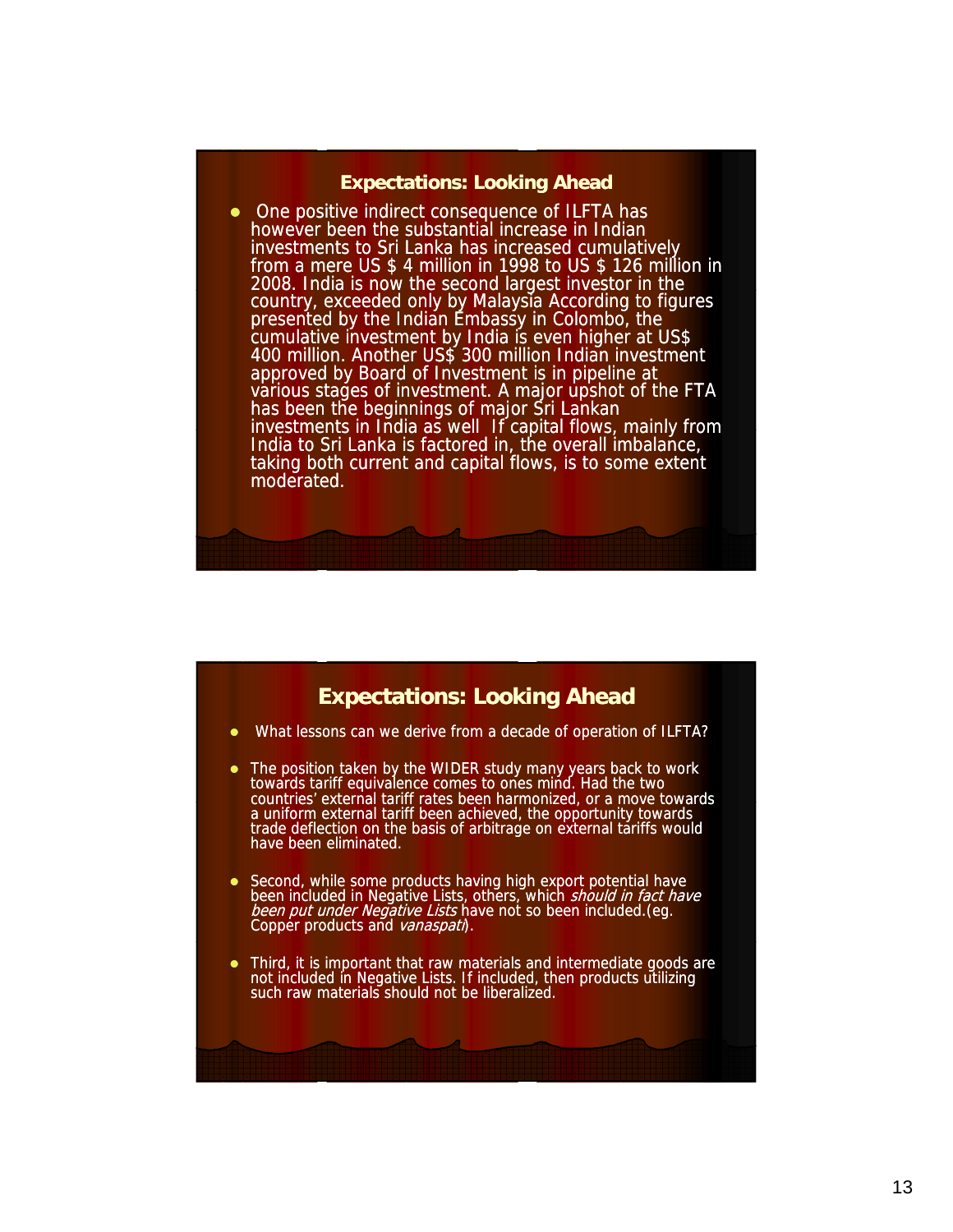## Expectations: Looking Ahead

- One positive indirect consequence of ILFTA has however been the substantial increase in Indian investments to Sri Lanka has increased cumulatively from a mere US $ 4 million in 1998 to US $ 126 million in 2008. India is now the second largest investor in the country, exceeded only by Malaysia According to figures presented by the Indian Embassy in Colombo, the cumulative investment by India is even higher at US$ 400 million. Another US$ 300 million Indian investment approved by Board of Investment is in pipeline at various stages of investment. A major upshot of the FTA has been the beginnings of major Sri Lankan investments in India as well If capital flows, mainly from India to Sri Lanka is factored in, the overall imbalance, taking both current and capital flows, is to some extent moderated.

## Expectations: Looking Ahead

- What lessons can we derive from a decade of operation of ILFTA?
- The position taken by the WIDER study many years back to work towards tariff equivalence comes to ones mind. Had the two countries' external tariff rates been harmonized, or a move towards a uniform external tariff been achieved, the opportunity towards trade deflection on the basis of arbitrage on external tariffs would have been eliminated.
- Second, while some products having high export potential have been included in Negative Lists, others, which *should in fact have been put under Negative Lists* have not so been included.(eg. Copper products and *vanaspati*).
- Third, it is important that raw materials and intermediate goods are not included in Negative Lists. If included, then products utilizing such raw materials should not be liberalized.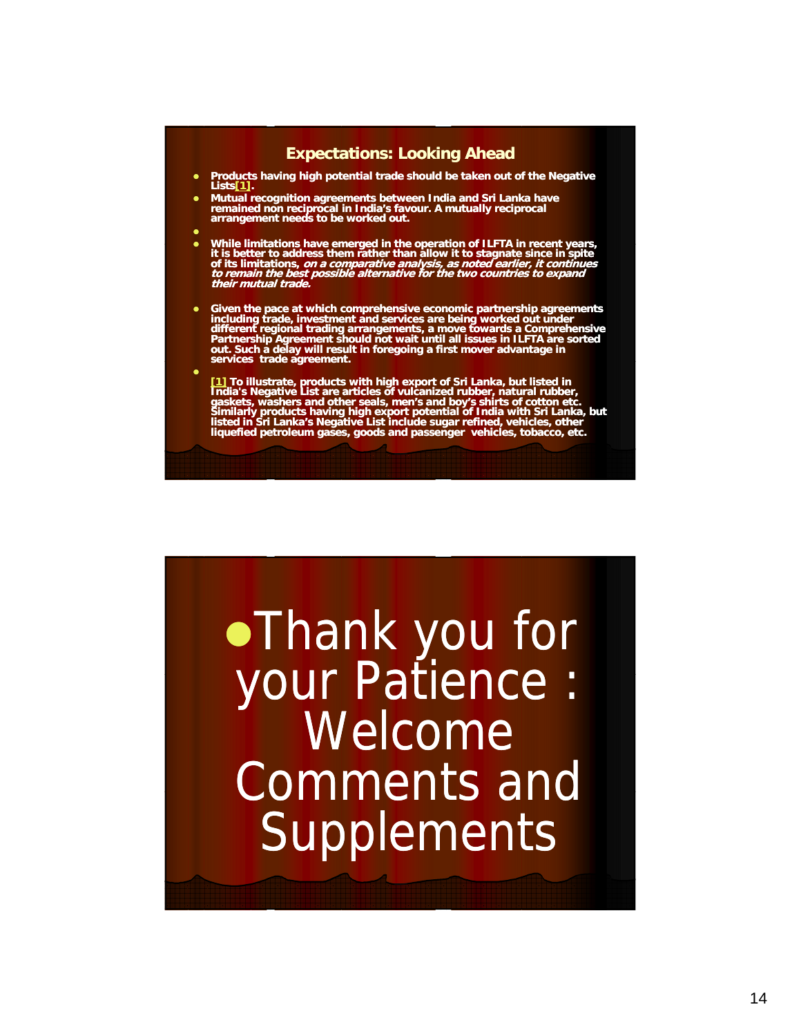## Expectations: Looking Ahead

- Products having high potential trade should be taken out of the Negative Lists[1].
- Mutual recognition agreements between India and Sri Lanka have remained non reciprocal in India's favour. A mutually reciprocal arrangement needs to be worked out.
- While limitations have emerged in the operation of ILFTA in recent years, it is better to address them rather than allow it to stagnate since in spite of its limitations, *on a comparative analysis, as noted earlier, it continues to remain the best possible alternative for the two countries to expand their mutual trade.*
- Given the pace at which comprehensive economic partnership agreements including trade, investment and services are being worked out under different regional trading arrangements, a move towards a Comprehensive Partnership Agreement should not wait until all issues in ILFTA are sorted out. Such a delay will result in foregoing a first mover advantage in services trade agreement.

[1] To illustrate, products with high export of Sri Lanka, but listed in India's Negative List are articles of vulcanized rubber, natural rubber, gaskets, washers and other seals, men's and boy's shirts of cotton etc. Similarly products having high export potential of India with Sri Lanka, but listed in Sri Lanka's Negative List include sugar refined, vehicles, other liquefied petroleum gases, goods and passenger vehicles, tobacco, etc.

- Thank you for your Patience : Welcome Comments and Supplements